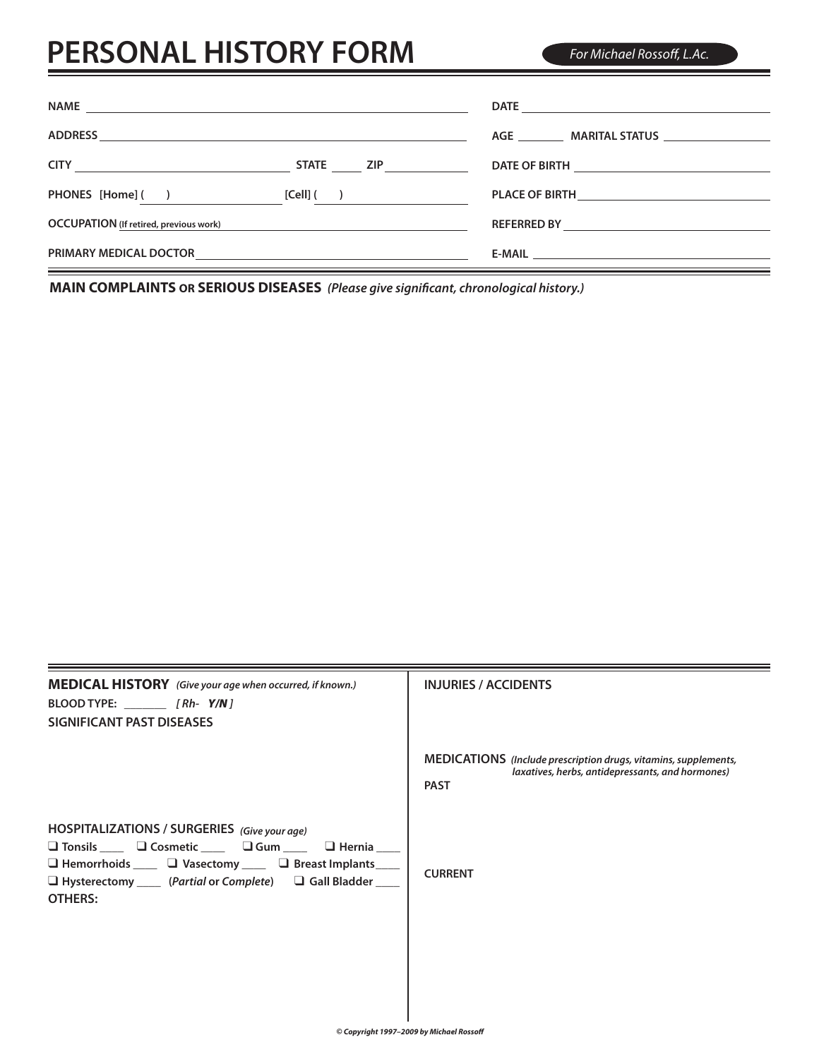# PERSONAL HISTORY FORM

*For Michael Rossoff, L.Ac.*

**NAME** ______________________________

**DATE** ______________________________

**ADDRESS** ______________________________

**AGE** ________ **MARITAL STATUS** ______________

**CITY** ______________ **STATE** _____ **ZIP** __________

**DATE OF BIRTH** ______________________________

**PHONES [Home] (   )** ______________ **[Cell] (   )** ______________

**PLACE OF BIRTH** ______________________________

**OCCUPATION** **(If retired, previous work)** ______________________________

**REFERRED BY** ______________________________

**PRIMARY MEDICAL DOCTOR** ______________________________

**E-MAIL** ______________________________

## MAIN COMPLAINTS OR SERIOUS DISEASES *(Please give significant, chronological history.)*

## MEDICAL HISTORY *(Give your age when occurred, if known.)*

**BLOOD TYPE:** ________ *[ Rh- **Y/N** ]*

**SIGNIFICANT PAST DISEASES**

**HOSPITALIZATIONS / SURGERIES** *(Give your age)*

❑ **Tonsils** ____ ❑ **Cosmetic** ____ ❑ **Gum** ____ ❑ **Hernia** ____

❑ **Hemorrhoids** ____ ❑ **Vasectomy** ____ ❑ **Breast Implants** ____

❑ **Hysterectomy** ____ (*Partial* or *Complete*) ❑ **Gall Bladder** ____

**OTHERS:**

**INJURIES / ACCIDENTS**

**MEDICATIONS** *(Include prescription drugs, vitamins, supplements, laxatives, herbs, antidepressants, and hormones)*

**PAST**

**CURRENT**

*© Copyright 1997–2009 by Michael Rossoff*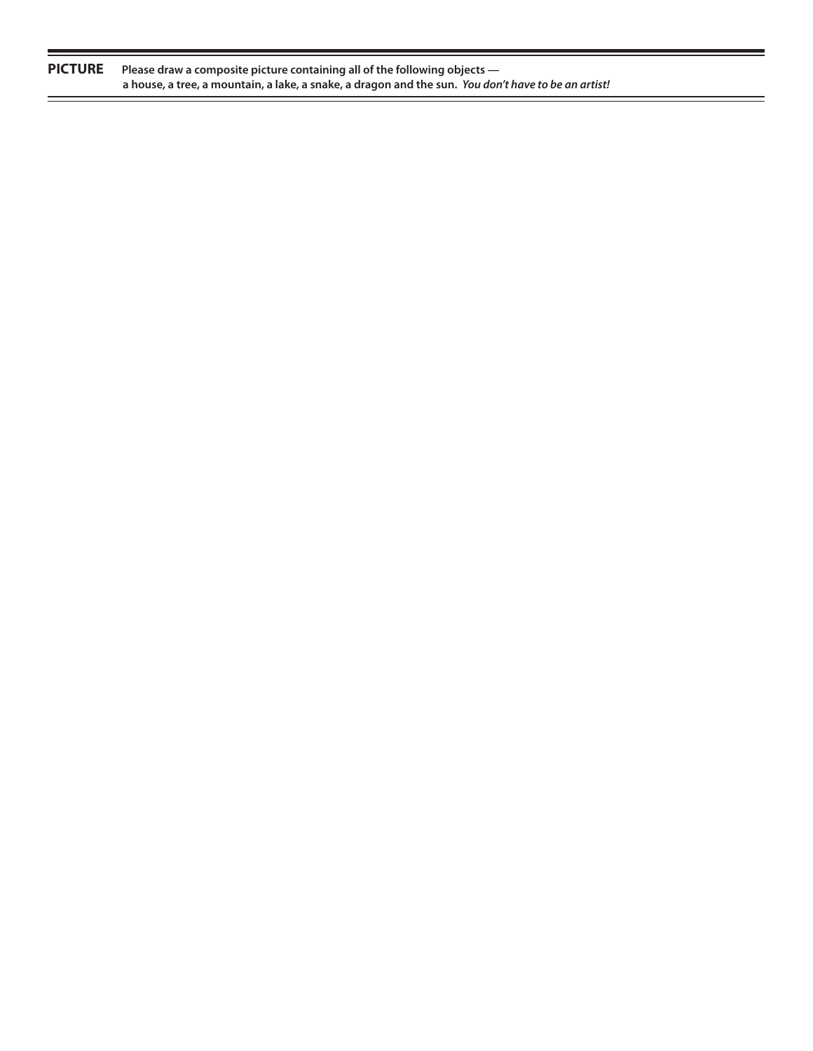**PICTURE** Please draw a composite picture containing all of the following objects — a house, a tree, a mountain, a lake, a snake, a dragon and the sun. ***You don't have to be an artist!***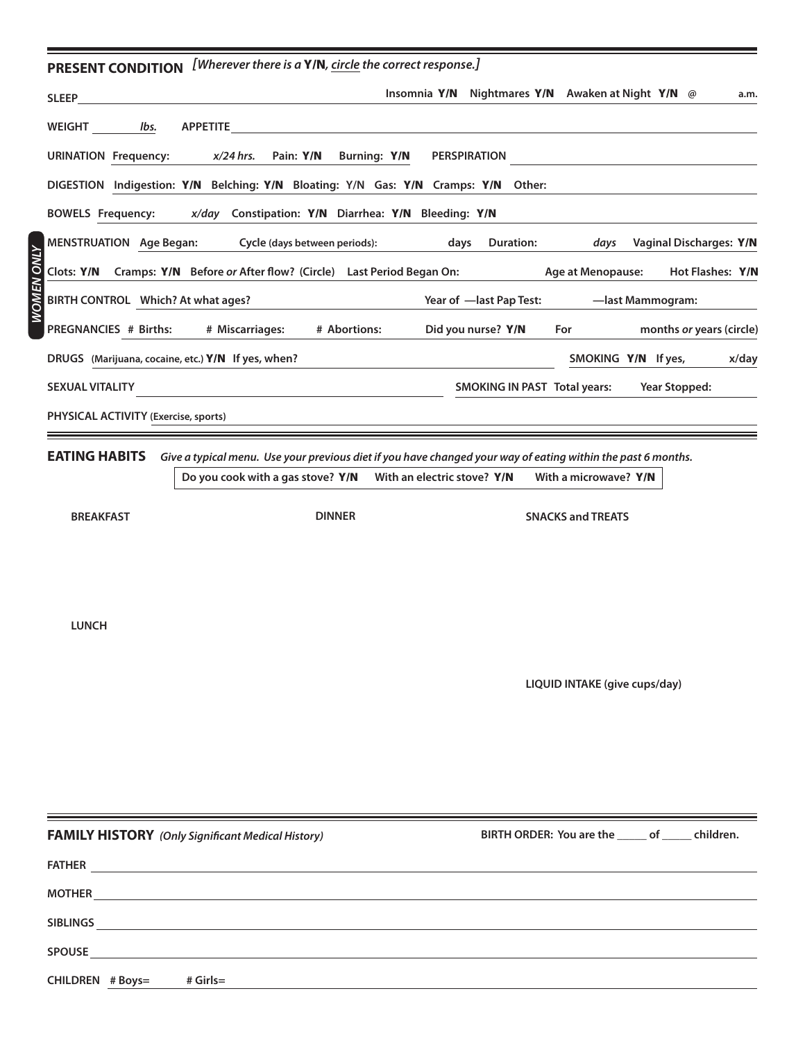## PRESENT CONDITION *[Wherever there is a Y/N, circle the correct response.]*

**SLEEP** ______________________ **Insomnia Y/N** **Nightmares Y/N** **Awaken at Night Y/N @** ______ **a.m.**

**WEIGHT** ______ *lbs.* **APPETITE** ______________________

**URINATION Frequency:** ______ *x/24 hrs.* **Pain: Y/N** **Burning: Y/N** **PERSPIRATION** ______________________

**DIGESTION Indigestion: Y/N** **Belching: Y/N** **Bloating: Y/N** **Gas: Y/N** **Cramps: Y/N** **Other:** ______________________

**BOWELS Frequency:** ______ *x/day* **Constipation: Y/N** **Diarrhea: Y/N** **Bleeding: Y/N**

*WOMEN ONLY*

**MENSTRUATION Age Began:** ______ **Cycle (days between periods):** ______ **days** **Duration:** ______ *days* **Vaginal Discharges: Y/N**

**Clots: Y/N** **Cramps: Y/N** **Before *or* After flow? (Circle)** **Last Period Began On:** ______ **Age at Menopause:** ______ **Hot Flashes: Y/N**

**BIRTH CONTROL Which? At what ages?** ______________________ **Year of —last Pap Test:** ______ **—last Mammogram:** ______

**PREGNANCIES # Births:** ______ **# Miscarriages:** ______ **# Abortions:** ______ **Did you nurse? Y/N** **For** ______ **months *or* years (circle)**

**DRUGS (Marijuana, cocaine, etc.) Y/N** **If yes, when?** ______________________ **SMOKING Y/N** **If yes,** ______ **x/day**

**SEXUAL VITALITY** ______________________ **SMOKING IN PAST Total years:** ______ **Year Stopped:** ______

**PHYSICAL ACTIVITY (Exercise, sports)** ______________________

## EATING HABITS *Give a typical menu. Use your previous diet if you have changed your way of eating within the past 6 months.*

**Do you cook with a gas stove? Y/N** **With an electric stove? Y/N** **With a microwave? Y/N**

**BREAKFAST**

**DINNER**

**SNACKS and TREATS**

**LUNCH**

**LIQUID INTAKE (give cups/day)**

## FAMILY HISTORY *(Only Significant Medical History)*

**BIRTH ORDER: You are the _____ of _____ children.**

**FATHER** ______________________

**MOTHER** ______________________

**SIBLINGS** ______________________

**SPOUSE** ______________________

**CHILDREN # Boys=** ______ **# Girls=** ______